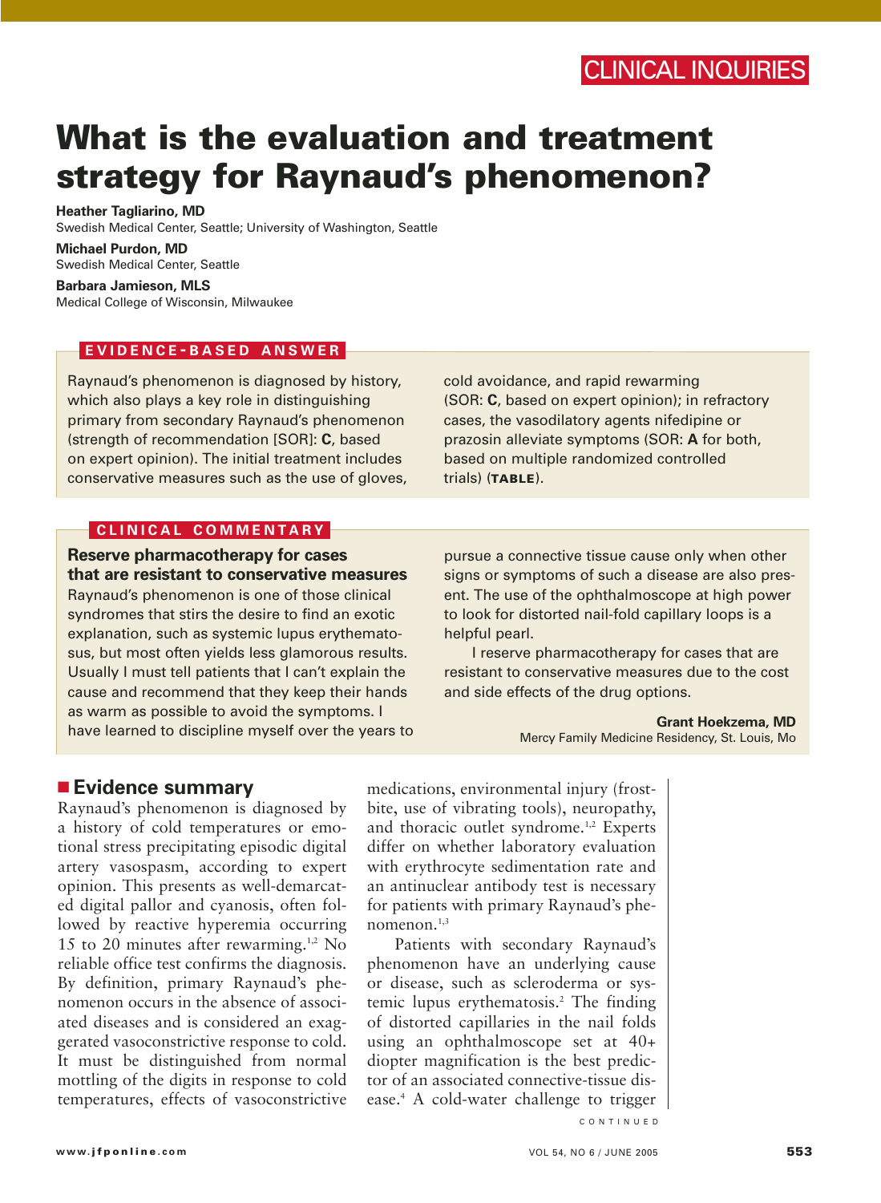CLINICAL INQUIRIES

# What is the evaluation and treatment strategy for Raynaud's phenomenon?

**Heather Tagliarino, MD**
Swedish Medical Center, Seattle; University of Washington, Seattle

**Michael Purdon, MD**
Swedish Medical Center, Seattle

**Barbara Jamieson, MLS**
Medical College of Wisconsin, Milwaukee

## EVIDENCE-BASED ANSWER

Raynaud's phenomenon is diagnosed by history, which also plays a key role in distinguishing primary from secondary Raynaud's phenomenon (strength of recommendation [SOR]: **C**, based on expert opinion). The initial treatment includes conservative measures such as the use of gloves, cold avoidance, and rapid rewarming (SOR: **C**, based on expert opinion); in refractory cases, the vasodilatory agents nifedipine or prazosin alleviate symptoms (SOR: **A** for both, based on multiple randomized controlled trials) (**TABLE**).

## CLINICAL COMMENTARY

**Reserve pharmacotherapy for cases that are resistant to conservative measures**

Raynaud's phenomenon is one of those clinical syndromes that stirs the desire to find an exotic explanation, such as systemic lupus erythematosus, but most often yields less glamorous results. Usually I must tell patients that I can't explain the cause and recommend that they keep their hands as warm as possible to avoid the symptoms. I have learned to discipline myself over the years to pursue a connective tissue cause only when other signs or symptoms of such a disease are also present. The use of the ophthalmoscope at high power to look for distorted nail-fold capillary loops is a helpful pearl.

I reserve pharmacotherapy for cases that are resistant to conservative measures due to the cost and side effects of the drug options.

**Grant Hoekzema, MD**
Mercy Family Medicine Residency, St. Louis, Mo

## Evidence summary

Raynaud's phenomenon is diagnosed by a history of cold temperatures or emotional stress precipitating episodic digital artery vasospasm, according to expert opinion. This presents as well-demarcated digital pallor and cyanosis, often followed by reactive hyperemia occurring 15 to 20 minutes after rewarming.[1,2] No reliable office test confirms the diagnosis. By definition, primary Raynaud's phenomenon occurs in the absence of associated diseases and is considered an exaggerated vasoconstrictive response to cold. It must be distinguished from normal mottling of the digits in response to cold temperatures, effects of vasoconstrictive medications, environmental injury (frostbite, use of vibrating tools), neuropathy, and thoracic outlet syndrome.[1,2] Experts differ on whether laboratory evaluation with erythrocyte sedimentation rate and an antinuclear antibody test is necessary for patients with primary Raynaud's phenomenon.[1,3]

Patients with secondary Raynaud's phenomenon have an underlying cause or disease, such as scleroderma or systemic lupus erythematosis.[2] The finding of distorted capillaries in the nail folds using an ophthalmoscope set at 40+ diopter magnification is the best predictor of an associated connective-tissue disease.[4] A cold-water challenge to trigger

CONTINUED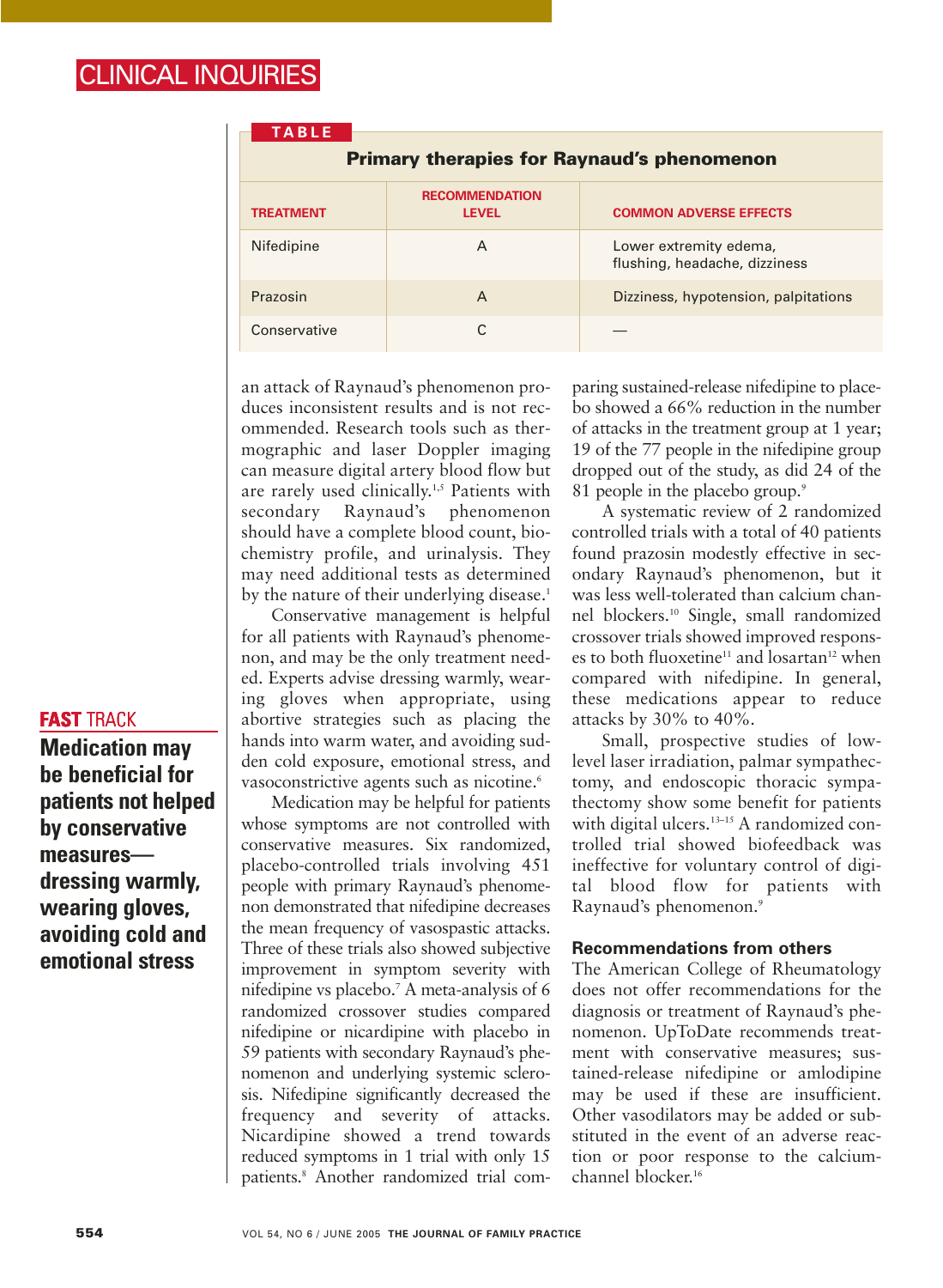**TABLE**

**Primary therapies for Raynaud's phenomenon**

| TREATMENT | RECOMMENDATION LEVEL | COMMON ADVERSE EFFECTS |
|---|---|---|
| Nifedipine | A | Lower extremity edema, flushing, headache, dizziness |
| Prazosin | A | Dizziness, hypotension, palpitations |
| Conservative | C | — |

an attack of Raynaud's phenomenon produces inconsistent results and is not recommended. Research tools such as thermographic and laser Doppler imaging can measure digital artery blood flow but are rarely used clinically.[1,5] Patients with secondary Raynaud's phenomenon should have a complete blood count, biochemistry profile, and urinalysis. They may need additional tests as determined by the nature of their underlying disease.[1]

Conservative management is helpful for all patients with Raynaud's phenomenon, and may be the only treatment needed. Experts advise dressing warmly, wearing gloves when appropriate, using abortive strategies such as placing the hands into warm water, and avoiding sudden cold exposure, emotional stress, and vasoconstrictive agents such as nicotine.[6]

**FAST TRACK**

**Medication may be beneficial for patients not helped by conservative measures—dressing warmly, wearing gloves, avoiding cold and emotional stress**

Medication may be helpful for patients whose symptoms are not controlled with conservative measures. Six randomized, placebo-controlled trials involving 451 people with primary Raynaud's phenomenon demonstrated that nifedipine decreases the mean frequency of vasospastic attacks. Three of these trials also showed subjective improvement in symptom severity with nifedipine vs placebo.[7] A meta-analysis of 6 randomized crossover studies compared nifedipine or nicardipine with placebo in 59 patients with secondary Raynaud's phenomenon and underlying systemic sclerosis. Nifedipine significantly decreased the frequency and severity of attacks. Nicardipine showed a trend towards reduced symptoms in 1 trial with only 15 patients.[8] Another randomized trial comparing sustained-release nifedipine to placebo showed a 66% reduction in the number of attacks in the treatment group at 1 year; 19 of the 77 people in the nifedipine group dropped out of the study, as did 24 of the 81 people in the placebo group.[9]

A systematic review of 2 randomized controlled trials with a total of 40 patients found prazosin modestly effective in secondary Raynaud's phenomenon, but it was less well-tolerated than calcium channel blockers.[10] Single, small randomized crossover trials showed improved responses to both fluoxetine[11] and losartan[12] when compared with nifedipine. In general, these medications appear to reduce attacks by 30% to 40%.

Small, prospective studies of low-level laser irradiation, palmar sympathectomy, and endoscopic thoracic sympathectomy show some benefit for patients with digital ulcers.[13–15] A randomized controlled trial showed biofeedback was ineffective for voluntary control of digital blood flow for patients with Raynaud's phenomenon.[9]

### Recommendations from others

The American College of Rheumatology does not offer recommendations for the diagnosis or treatment of Raynaud's phenomenon. UpToDate recommends treatment with conservative measures; sustained-release nifedipine or amlodipine may be used if these are insufficient. Other vasodilators may be added or substituted in the event of an adverse reaction or poor response to the calcium-channel blocker.[16]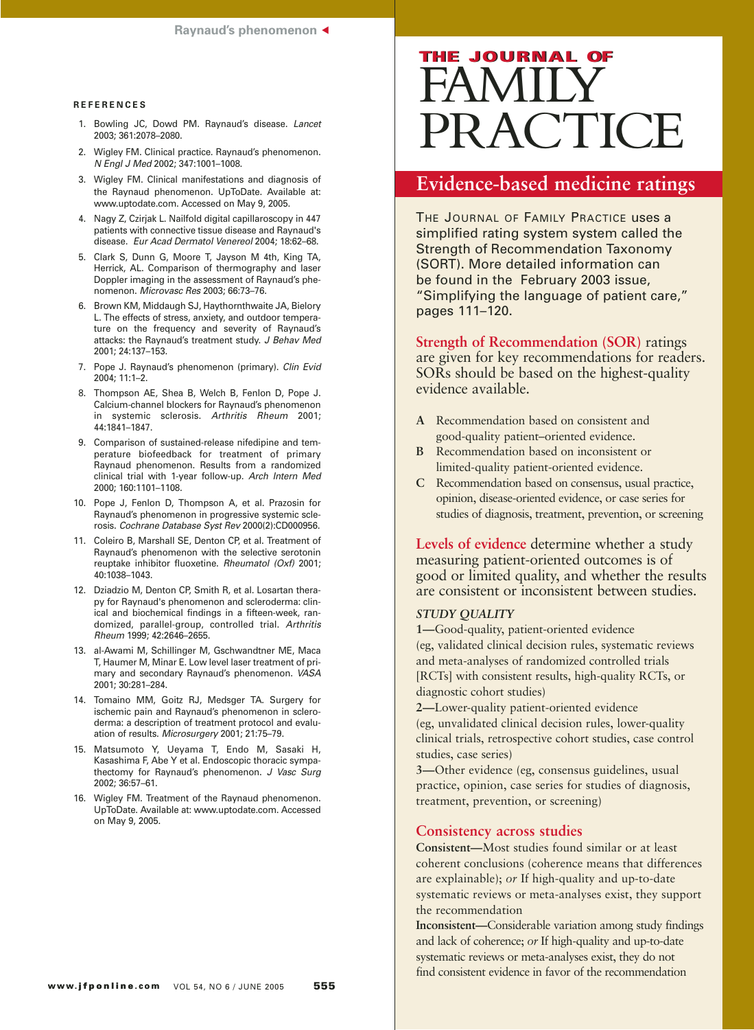## REFERENCES

1. Bowling JC, Dowd PM. Raynaud's disease. *Lancet* 2003; 361:2078–2080.
2. Wigley FM. Clinical practice. Raynaud's phenomenon. *N Engl J Med* 2002; 347:1001–1008.
3. Wigley FM. Clinical manifestations and diagnosis of the Raynaud phenomenon. UpToDate. Available at: www.uptodate.com. Accessed on May 9, 2005.
4. Nagy Z, Czirjak L. Nailfold digital capillaroscopy in 447 patients with connective tissue disease and Raynaud's disease. *Eur Acad Dermatol Venereol* 2004; 18:62–68.
5. Clark S, Dunn G, Moore T, Jayson M 4th, King TA, Herrick, AL. Comparison of thermography and laser Doppler imaging in the assessment of Raynaud's phenomenon. *Microvasc Res* 2003; 66:73–76.
6. Brown KM, Middaugh SJ, Haythornthwaite JA, Bielory L. The effects of stress, anxiety, and outdoor temperature on the frequency and severity of Raynaud's attacks: the Raynaud's treatment study. *J Behav Med* 2001; 24:137–153.
7. Pope J. Raynaud's phenomenon (primary). *Clin Evid* 2004; 11:1–2.
8. Thompson AE, Shea B, Welch B, Fenlon D, Pope J. Calcium-channel blockers for Raynaud's phenomenon in systemic sclerosis. *Arthritis Rheum* 2001; 44:1841–1847.
9. Comparison of sustained-release nifedipine and temperature biofeedback for treatment of primary Raynaud phenomenon. Results from a randomized clinical trial with 1-year follow-up. *Arch Intern Med* 2000; 160:1101–1108.
10. Pope J, Fenlon D, Thompson A, et al. Prazosin for Raynaud's phenomenon in progressive systemic sclerosis. *Cochrane Database Syst Rev* 2000(2):CD000956.
11. Coleiro B, Marshall SE, Denton CP, et al. Treatment of Raynaud's phenomenon with the selective serotonin reuptake inhibitor fluoxetine. *Rheumatol (Oxf)* 2001; 40:1038–1043.
12. Dziadzio M, Denton CP, Smith R, et al. Losartan therapy for Raynaud's phenomenon and scleroderma: clinical and biochemical findings in a fifteen-week, randomized, parallel-group, controlled trial. *Arthritis Rheum* 1999; 42:2646–2655.
13. al-Awami M, Schillinger M, Gschwandtner ME, Maca T, Haumer M, Minar E. Low level laser treatment of primary and secondary Raynaud's phenomenon. *VASA* 2001; 30:281–284.
14. Tomaino MM, Goitz RJ, Medsger TA. Surgery for ischemic pain and Raynaud's phenomenon in scleroderma: a description of treatment protocol and evaluation of results. *Microsurgery* 2001; 21:75–79.
15. Matsumoto Y, Ueyama T, Endo M, Sasaki H, Kasashima F, Abe Y et al. Endoscopic thoracic sympathectomy for Raynaud's phenomenon. *J Vasc Surg* 2002; 36:57–61.
16. Wigley FM. Treatment of the Raynaud phenomenon. UpToDate. Available at: www.uptodate.com. Accessed on May 9, 2005.

# THE JOURNAL OF FAMILY PRACTICE

## Evidence-based medicine ratings

THE JOURNAL OF FAMILY PRACTICE uses a simplified rating system system called the Strength of Recommendation Taxonomy (SORT). More detailed information can be found in the February 2003 issue, "Simplifying the language of patient care," pages 111–120.

**Strength of Recommendation (SOR)** ratings are given for key recommendations for readers. SORs should be based on the highest-quality evidence available.

- **A** Recommendation based on consistent and good-quality patient–oriented evidence.
- **B** Recommendation based on inconsistent or limited-quality patient-oriented evidence.
- **C** Recommendation based on consensus, usual practice, opinion, disease-oriented evidence, or case series for studies of diagnosis, treatment, prevention, or screening

**Levels of evidence** determine whether a study measuring patient-oriented outcomes is of good or limited quality, and whether the results are consistent or inconsistent between studies.

*STUDY QUALITY*

**1**—Good-quality, patient-oriented evidence (eg, validated clinical decision rules, systematic reviews and meta-analyses of randomized controlled trials [RCTs] with consistent results, high-quality RCTs, or diagnostic cohort studies)

**2**—Lower-quality patient-oriented evidence (eg, unvalidated clinical decision rules, lower-quality clinical trials, retrospective cohort studies, case control studies, case series)

**3**—Other evidence (eg, consensus guidelines, usual practice, opinion, case series for studies of diagnosis, treatment, prevention, or screening)

### Consistency across studies

**Consistent**—Most studies found similar or at least coherent conclusions (coherence means that differences are explainable); *or* If high-quality and up-to-date systematic reviews or meta-analyses exist, they support the recommendation

**Inconsistent**—Considerable variation among study findings and lack of coherence; *or* If high-quality and up-to-date systematic reviews or meta-analyses exist, they do not find consistent evidence in favor of the recommendation